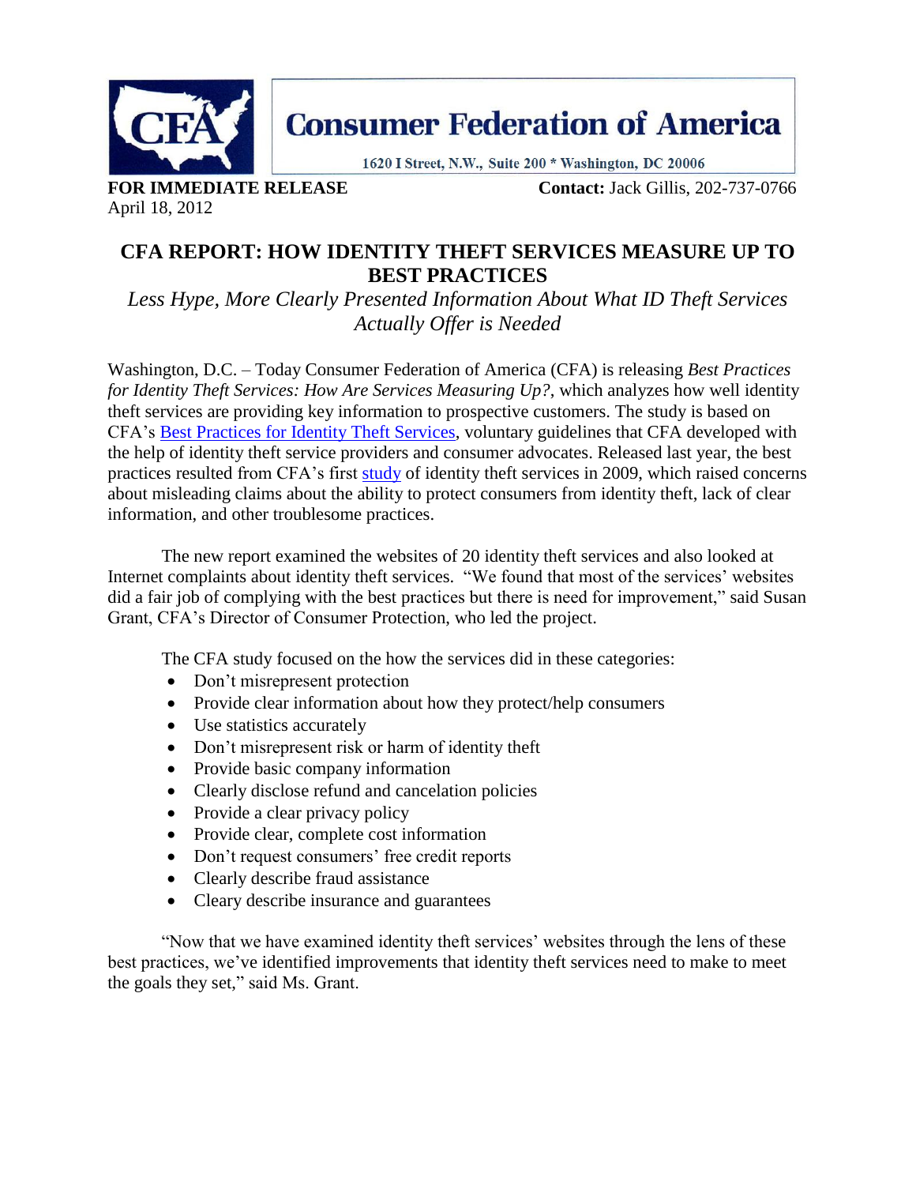# Consumer Federation of America

1620 I Street, N.W., Suite 200 * Washington, DC 20006

**FOR IMMEDIATE RELEASE**
April 18, 2012

**Contact:** Jack Gillis, 202-737-0766

## CFA REPORT: HOW IDENTITY THEFT SERVICES MEASURE UP TO BEST PRACTICES

*Less Hype, More Clearly Presented Information About What ID Theft Services Actually Offer is Needed*

Washington, D.C. – Today Consumer Federation of America (CFA) is releasing *Best Practices for Identity Theft Services: How Are Services Measuring Up?*, which analyzes how well identity theft services are providing key information to prospective customers. The study is based on CFA's Best Practices for Identity Theft Services, voluntary guidelines that CFA developed with the help of identity theft service providers and consumer advocates. Released last year, the best practices resulted from CFA's first study of identity theft services in 2009, which raised concerns about misleading claims about the ability to protect consumers from identity theft, lack of clear information, and other troublesome practices.

The new report examined the websites of 20 identity theft services and also looked at Internet complaints about identity theft services. "We found that most of the services' websites did a fair job of complying with the best practices but there is need for improvement," said Susan Grant, CFA's Director of Consumer Protection, who led the project.

The CFA study focused on the how the services did in these categories:

- Don't misrepresent protection
- Provide clear information about how they protect/help consumers
- Use statistics accurately
- Don't misrepresent risk or harm of identity theft
- Provide basic company information
- Clearly disclose refund and cancelation policies
- Provide a clear privacy policy
- Provide clear, complete cost information
- Don't request consumers' free credit reports
- Clearly describe fraud assistance
- Cleary describe insurance and guarantees

"Now that we have examined identity theft services' websites through the lens of these best practices, we've identified improvements that identity theft services need to make to meet the goals they set," said Ms. Grant.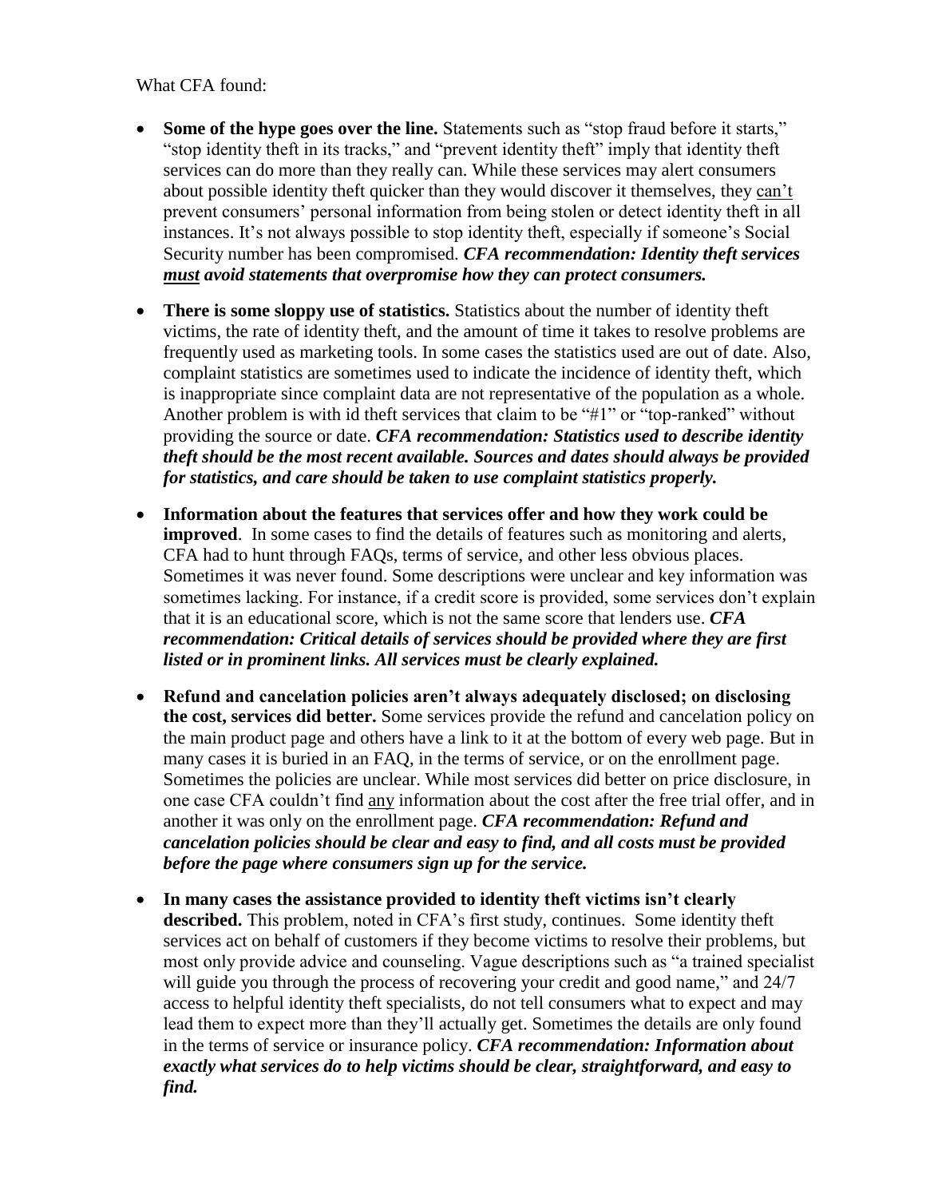What CFA found:

- **Some of the hype goes over the line.** Statements such as "stop fraud before it starts," "stop identity theft in its tracks," and "prevent identity theft" imply that identity theft services can do more than they really can. While these services may alert consumers about possible identity theft quicker than they would discover it themselves, they <u>can't</u> prevent consumers' personal information from being stolen or detect identity theft in all instances. It's not always possible to stop identity theft, especially if someone's Social Security number has been compromised. ***CFA recommendation: Identity theft services <u>must</u> avoid statements that overpromise how they can protect consumers.***

- **There is some sloppy use of statistics.** Statistics about the number of identity theft victims, the rate of identity theft, and the amount of time it takes to resolve problems are frequently used as marketing tools. In some cases the statistics used are out of date. Also, complaint statistics are sometimes used to indicate the incidence of identity theft, which is inappropriate since complaint data are not representative of the population as a whole. Another problem is with id theft services that claim to be "#1" or "top-ranked" without providing the source or date. ***CFA recommendation: Statistics used to describe identity theft should be the most recent available. Sources and dates should always be provided for statistics, and care should be taken to use complaint statistics properly.***

- **Information about the features that services offer and how they work could be improved**. In some cases to find the details of features such as monitoring and alerts, CFA had to hunt through FAQs, terms of service, and other less obvious places. Sometimes it was never found. Some descriptions were unclear and key information was sometimes lacking. For instance, if a credit score is provided, some services don't explain that it is an educational score, which is not the same score that lenders use. ***CFA recommendation: Critical details of services should be provided where they are first listed or in prominent links. All services must be clearly explained.***

- **Refund and cancelation policies aren't always adequately disclosed; on disclosing the cost, services did better.** Some services provide the refund and cancelation policy on the main product page and others have a link to it at the bottom of every web page. But in many cases it is buried in an FAQ, in the terms of service, or on the enrollment page. Sometimes the policies are unclear. While most services did better on price disclosure, in one case CFA couldn't find <u>any</u> information about the cost after the free trial offer, and in another it was only on the enrollment page. ***CFA recommendation: Refund and cancelation policies should be clear and easy to find, and all costs must be provided before the page where consumers sign up for the service.***

- **In many cases the assistance provided to identity theft victims isn't clearly described.** This problem, noted in CFA's first study, continues. Some identity theft services act on behalf of customers if they become victims to resolve their problems, but most only provide advice and counseling. Vague descriptions such as "a trained specialist will guide you through the process of recovering your credit and good name," and 24/7 access to helpful identity theft specialists, do not tell consumers what to expect and may lead them to expect more than they'll actually get. Sometimes the details are only found in the terms of service or insurance policy. ***CFA recommendation: Information about exactly what services do to help victims should be clear, straightforward, and easy to find.***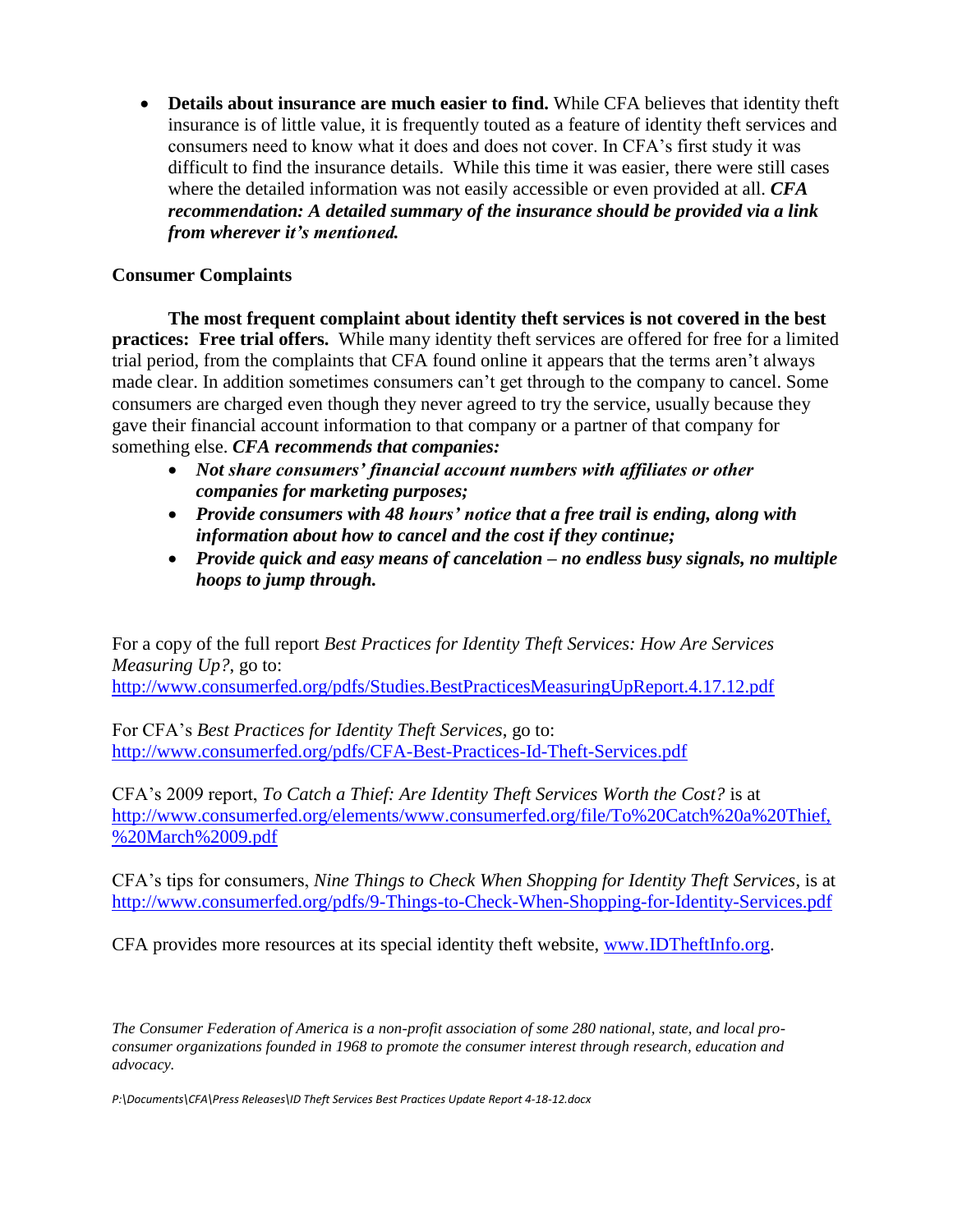- **Details about insurance are much easier to find.** While CFA believes that identity theft insurance is of little value, it is frequently touted as a feature of identity theft services and consumers need to know what it does and does not cover. In CFA's first study it was difficult to find the insurance details. While this time it was easier, there were still cases where the detailed information was not easily accessible or even provided at all. ***CFA recommendation: A detailed summary of the insurance should be provided via a link from wherever it's mentioned.***

**Consumer Complaints**

**The most frequent complaint about identity theft services is not covered in the best practices: Free trial offers.** While many identity theft services are offered for free for a limited trial period, from the complaints that CFA found online it appears that the terms aren't always made clear. In addition sometimes consumers can't get through to the company to cancel. Some consumers are charged even though they never agreed to try the service, usually because they gave their financial account information to that company or a partner of that company for something else. ***CFA recommends that companies:***

- ***Not share consumers' financial account numbers with affiliates or other companies for marketing purposes;***
- ***Provide consumers with 48 hours' notice that a free trail is ending, along with information about how to cancel and the cost if they continue;***
- ***Provide quick and easy means of cancelation – no endless busy signals, no multiple hoops to jump through.***

For a copy of the full report *Best Practices for Identity Theft Services: How Are Services Measuring Up?*, go to: http://www.consumerfed.org/pdfs/Studies.BestPracticesMeasuringUpReport.4.17.12.pdf

For CFA's *Best Practices for Identity Theft Services*, go to: http://www.consumerfed.org/pdfs/CFA-Best-Practices-Id-Theft-Services.pdf

CFA's 2009 report, *To Catch a Thief: Are Identity Theft Services Worth the Cost?* is at http://www.consumerfed.org/elements/www.consumerfed.org/file/To%20Catch%20a%20Thief,%20March%2009.pdf

CFA's tips for consumers, *Nine Things to Check When Shopping for Identity Theft Services*, is at http://www.consumerfed.org/pdfs/9-Things-to-Check-When-Shopping-for-Identity-Services.pdf

CFA provides more resources at its special identity theft website, www.IDTheftInfo.org.

*The Consumer Federation of America is a non-profit association of some 280 national, state, and local pro-consumer organizations founded in 1968 to promote the consumer interest through research, education and advocacy.*

*P:\Documents\CFA\Press Releases\ID Theft Services Best Practices Update Report 4-18-12.docx*